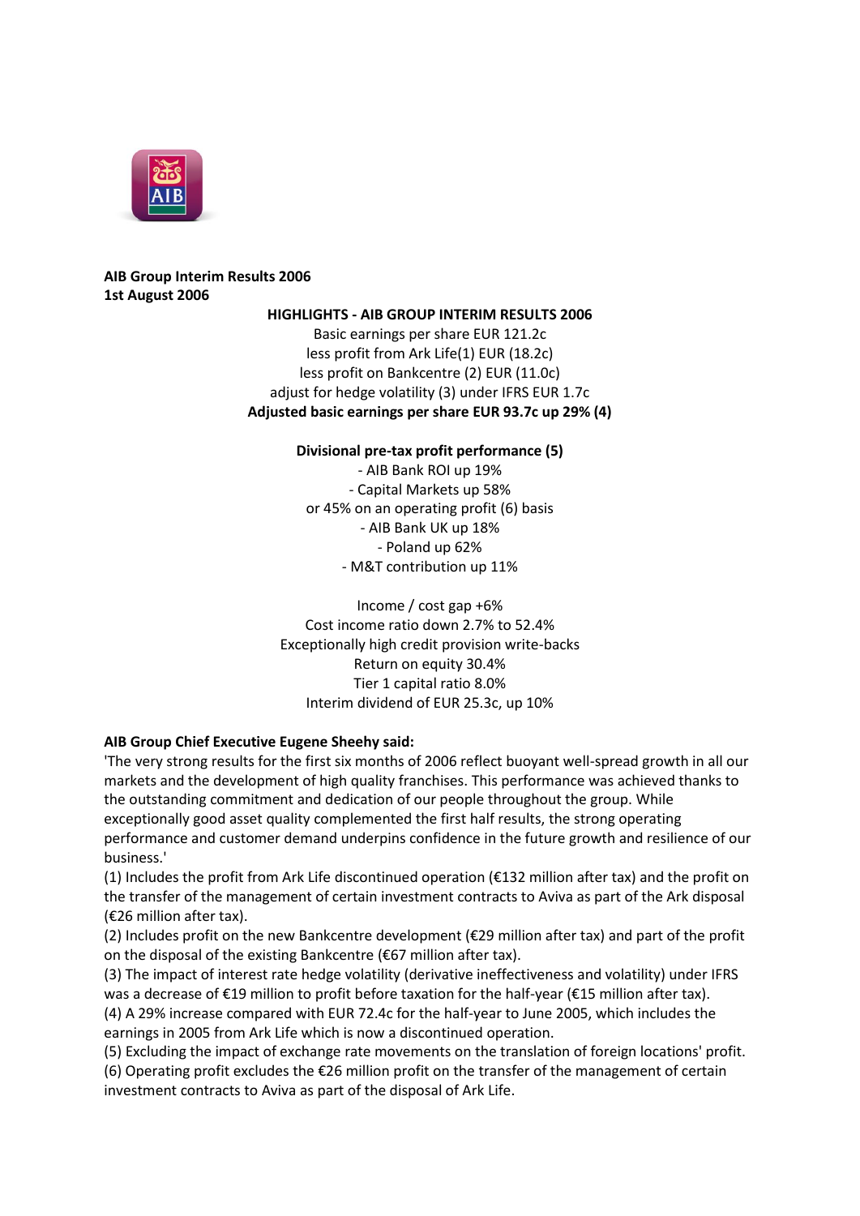**AIB Group Interim Results 2006**
**1st August 2006**

**HIGHLIGHTS - AIB GROUP INTERIM RESULTS 2006**

Basic earnings per share EUR 121.2c
less profit from Ark Life(1) EUR (18.2c)
less profit on Bankcentre (2) EUR (11.0c)
adjust for hedge volatility (3) under IFRS EUR 1.7c
**Adjusted basic earnings per share EUR 93.7c up 29% (4)**

**Divisional pre-tax profit performance (5)**

- AIB Bank ROI up 19%
- Capital Markets up 58% or 45% on an operating profit (6) basis
- AIB Bank UK up 18%
- Poland up 62%
- M&T contribution up 11%

Income / cost gap +6%
Cost income ratio down 2.7% to 52.4%
Exceptionally high credit provision write-backs
Return on equity 30.4%
Tier 1 capital ratio 8.0%
Interim dividend of EUR 25.3c, up 10%

**AIB Group Chief Executive Eugene Sheehy said:**

'The very strong results for the first six months of 2006 reflect buoyant well-spread growth in all our markets and the development of high quality franchises. This performance was achieved thanks to the outstanding commitment and dedication of our people throughout the group. While exceptionally good asset quality complemented the first half results, the strong operating performance and customer demand underpins confidence in the future growth and resilience of our business.'

(1) Includes the profit from Ark Life discontinued operation (€132 million after tax) and the profit on the transfer of the management of certain investment contracts to Aviva as part of the Ark disposal (€26 million after tax).

(2) Includes profit on the new Bankcentre development (€29 million after tax) and part of the profit on the disposal of the existing Bankcentre (€67 million after tax).

(3) The impact of interest rate hedge volatility (derivative ineffectiveness and volatility) under IFRS was a decrease of €19 million to profit before taxation for the half-year (€15 million after tax).

(4) A 29% increase compared with EUR 72.4c for the half-year to June 2005, which includes the earnings in 2005 from Ark Life which is now a discontinued operation.

(5) Excluding the impact of exchange rate movements on the translation of foreign locations' profit.

(6) Operating profit excludes the €26 million profit on the transfer of the management of certain investment contracts to Aviva as part of the disposal of Ark Life.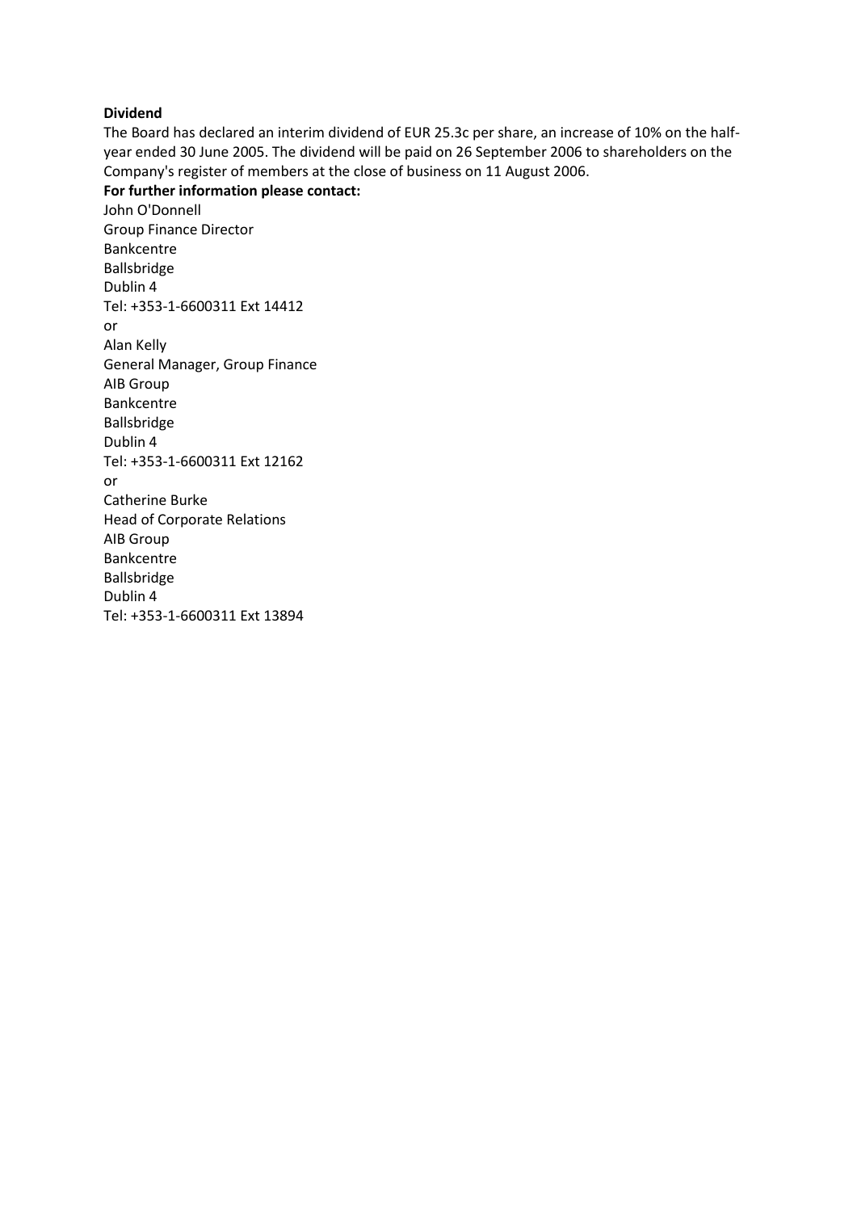**Dividend**

The Board has declared an interim dividend of EUR 25.3c per share, an increase of 10% on the half-year ended 30 June 2005. The dividend will be paid on 26 September 2006 to shareholders on the Company's register of members at the close of business on 11 August 2006.

**For further information please contact:**

John O'Donnell
Group Finance Director
Bankcentre
Ballsbridge
Dublin 4
Tel: +353-1-6600311 Ext 14412

or

Alan Kelly
General Manager, Group Finance
AIB Group
Bankcentre
Ballsbridge
Dublin 4
Tel: +353-1-6600311 Ext 12162

or

Catherine Burke
Head of Corporate Relations
AIB Group
Bankcentre
Ballsbridge
Dublin 4
Tel: +353-1-6600311 Ext 13894